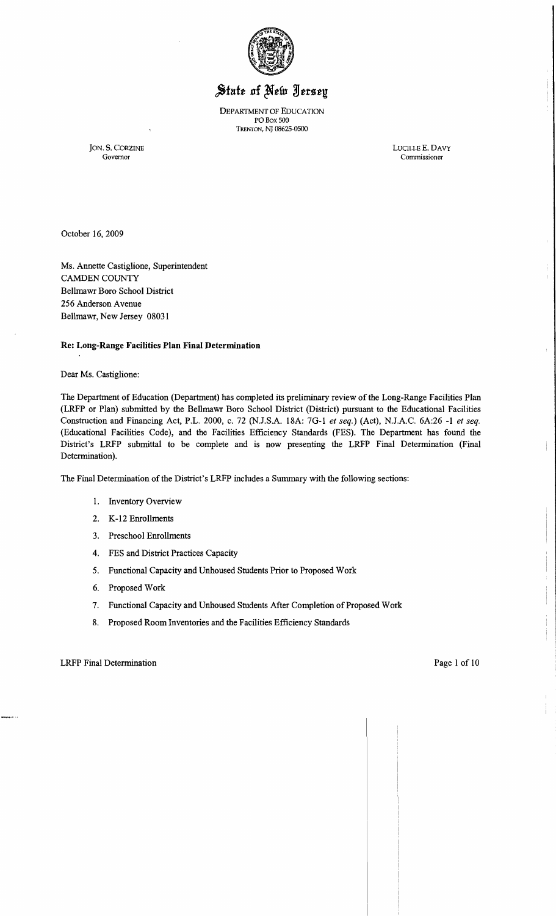# State of New Jersey

DEPARTMENT OF EDUCATION
PO BOX 500
TRENTON, NJ 08625-0500

JON. S. CORZINE
Governor

LUCILLE E. DAVY
Commissioner

October 16, 2009

Ms. Annette Castiglione, Superintendent
CAMDEN COUNTY
Bellmawr Boro School District
256 Anderson Avenue
Bellmawr, New Jersey 08031

**Re: Long-Range Facilities Plan Final Determination**

Dear Ms. Castiglione:

The Department of Education (Department) has completed its preliminary review of the Long-Range Facilities Plan (LRFP or Plan) submitted by the Bellmawr Boro School District (District) pursuant to the Educational Facilities Construction and Financing Act, P.L. 2000, c. 72 (N.J.S.A. 18A: 7G-1 *et seq.*) (Act), N.J.A.C. 6A:26 -1 *et seq.* (Educational Facilities Code), and the Facilities Efficiency Standards (FES). The Department has found the District's LRFP submittal to be complete and is now presenting the LRFP Final Determination (Final Determination).

The Final Determination of the District's LRFP includes a Summary with the following sections:

1. Inventory Overview
2. K-12 Enrollments
3. Preschool Enrollments
4. FES and District Practices Capacity
5. Functional Capacity and Unhoused Students Prior to Proposed Work
6. Proposed Work
7. Functional Capacity and Unhoused Students After Completion of Proposed Work
8. Proposed Room Inventories and the Facilities Efficiency Standards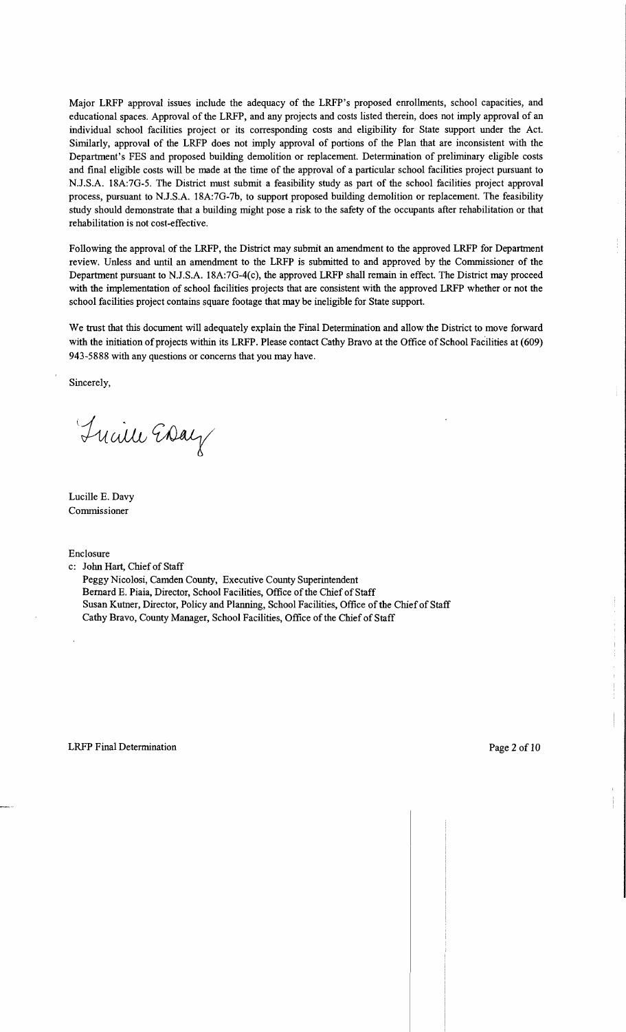Major LRFP approval issues include the adequacy of the LRFP's proposed enrollments, school capacities, and educational spaces. Approval of the LRFP, and any projects and costs listed therein, does not imply approval of an individual school facilities project or its corresponding costs and eligibility for State support under the Act. Similarly, approval of the LRFP does not imply approval of portions of the Plan that are inconsistent with the Department's FES and proposed building demolition or replacement. Determination of preliminary eligible costs and final eligible costs will be made at the time of the approval of a particular school facilities project pursuant to N.J.S.A. 18A:7G-5. The District must submit a feasibility study as part of the school facilities project approval process, pursuant to N.J.S.A. 18A:7G-7b, to support proposed building demolition or replacement. The feasibility study should demonstrate that a building might pose a risk to the safety of the occupants after rehabilitation or that rehabilitation is not cost-effective.

Following the approval of the LRFP, the District may submit an amendment to the approved LRFP for Department review. Unless and until an amendment to the LRFP is submitted to and approved by the Commissioner of the Department pursuant to N.J.S.A. 18A:7G-4(c), the approved LRFP shall remain in effect. The District may proceed with the implementation of school facilities projects that are consistent with the approved LRFP whether or not the school facilities project contains square footage that may be ineligible for State support.

We trust that this document will adequately explain the Final Determination and allow the District to move forward with the initiation of projects within its LRFP. Please contact Cathy Bravo at the Office of School Facilities at (609) 943-5888 with any questions or concerns that you may have.

Sincerely,

Lucille E. Davy
Commissioner

Enclosure

c: John Hart, Chief of Staff
Peggy Nicolosi, Camden County, Executive County Superintendent
Bernard E. Piaia, Director, School Facilities, Office of the Chief of Staff
Susan Kutner, Director, Policy and Planning, School Facilities, Office of the Chief of Staff
Cathy Bravo, County Manager, School Facilities, Office of the Chief of Staff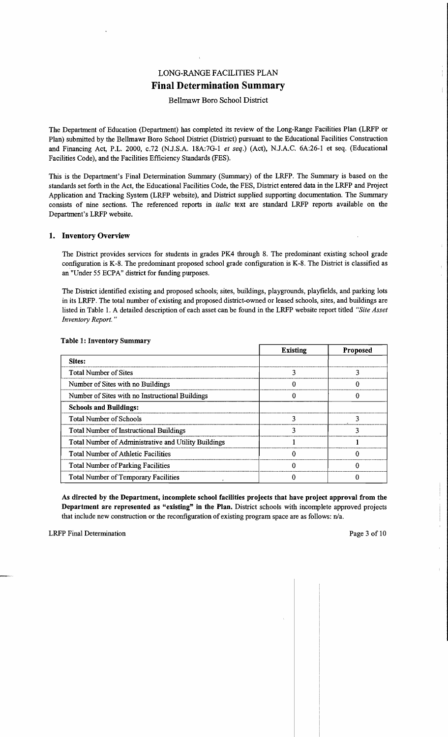# LONG-RANGE FACILITIES PLAN
## Final Determination Summary

Bellmawr Boro School District

The Department of Education (Department) has completed its review of the Long-Range Facilities Plan (LRFP or Plan) submitted by the Bellmawr Boro School District (District) pursuant to the Educational Facilities Construction and Financing Act, P.L. 2000, c.72 (N.J.S.A. 18A:7G-1 *et seq.*) (Act), N.J.A.C. 6A:26-1 et seq. (Educational Facilities Code), and the Facilities Efficiency Standards (FES).

This is the Department's Final Determination Summary (Summary) of the LRFP. The Summary is based on the standards set forth in the Act, the Educational Facilities Code, the FES, District entered data in the LRFP and Project Application and Tracking System (LRFP website), and District supplied supporting documentation. The Summary consists of nine sections. The referenced reports in *italic* text are standard LRFP reports available on the Department's LRFP website.

### 1. Inventory Overview

The District provides services for students in grades PK4 through 8. The predominant existing school grade configuration is K-8. The predominant proposed school grade configuration is K-8. The District is classified as an "Under 55 ECPA" district for funding purposes.

The District identified existing and proposed schools, sites, buildings, playgrounds, playfields, and parking lots in its LRFP. The total number of existing and proposed district-owned or leased schools, sites, and buildings are listed in Table 1. A detailed description of each asset can be found in the LRFP website report titled *"Site Asset Inventory Report."*

**Table 1: Inventory Summary**

| | Existing | Proposed |
|---|---|---|
| **Sites:** | | |
| Total Number of Sites | 3 | 3 |
| Number of Sites with no Buildings | 0 | 0 |
| Number of Sites with no Instructional Buildings | 0 | 0 |
| **Schools and Buildings:** | | |
| Total Number of Schools | 3 | 3 |
| Total Number of Instructional Buildings | 3 | 3 |
| Total Number of Administrative and Utility Buildings | 1 | 1 |
| Total Number of Athletic Facilities | 0 | 0 |
| Total Number of Parking Facilities | 0 | 0 |
| Total Number of Temporary Facilities | 0 | 0 |

**As directed by the Department, incomplete school facilities projects that have project approval from the Department are represented as "existing" in the Plan.** District schools with incomplete approved projects that include new construction or the reconfiguration of existing program space are as follows: n/a.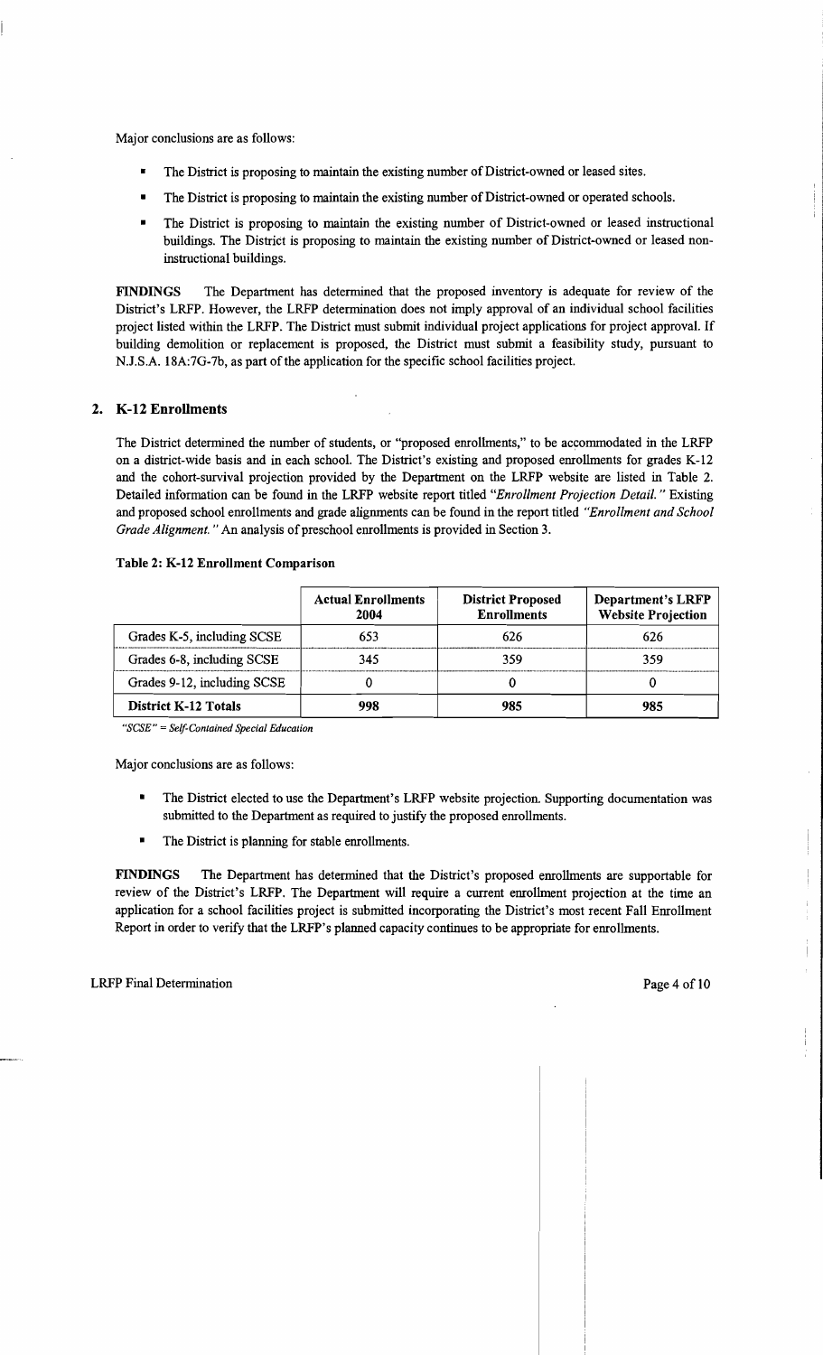Major conclusions are as follows:

- The District is proposing to maintain the existing number of District-owned or leased sites.
- The District is proposing to maintain the existing number of District-owned or operated schools.
- The District is proposing to maintain the existing number of District-owned or leased instructional buildings. The District is proposing to maintain the existing number of District-owned or leased non-instructional buildings.

**FINDINGS** The Department has determined that the proposed inventory is adequate for review of the District's LRFP. However, the LRFP determination does not imply approval of an individual school facilities project listed within the LRFP. The District must submit individual project applications for project approval. If building demolition or replacement is proposed, the District must submit a feasibility study, pursuant to N.J.S.A. 18A:7G-7b, as part of the application for the specific school facilities project.

## 2. K-12 Enrollments

The District determined the number of students, or "proposed enrollments," to be accommodated in the LRFP on a district-wide basis and in each school. The District's existing and proposed enrollments for grades K-12 and the cohort-survival projection provided by the Department on the LRFP website are listed in Table 2. Detailed information can be found in the LRFP website report titled *"Enrollment Projection Detail."* Existing and proposed school enrollments and grade alignments can be found in the report titled *"Enrollment and School Grade Alignment."* An analysis of preschool enrollments is provided in Section 3.

**Table 2: K-12 Enrollment Comparison**

| | Actual Enrollments 2004 | District Proposed Enrollments | Department's LRFP Website Projection |
|---|---|---|---|
| Grades K-5, including SCSE | 653 | 626 | 626 |
| Grades 6-8, including SCSE | 345 | 359 | 359 |
| Grades 9-12, including SCSE | 0 | 0 | 0 |
| **District K-12 Totals** | **998** | **985** | **985** |

*"SCSE" = Self-Contained Special Education*

Major conclusions are as follows:

- The District elected to use the Department's LRFP website projection. Supporting documentation was submitted to the Department as required to justify the proposed enrollments.
- The District is planning for stable enrollments.

**FINDINGS** The Department has determined that the District's proposed enrollments are supportable for review of the District's LRFP. The Department will require a current enrollment projection at the time an application for a school facilities project is submitted incorporating the District's most recent Fall Enrollment Report in order to verify that the LRFP's planned capacity continues to be appropriate for enrollments.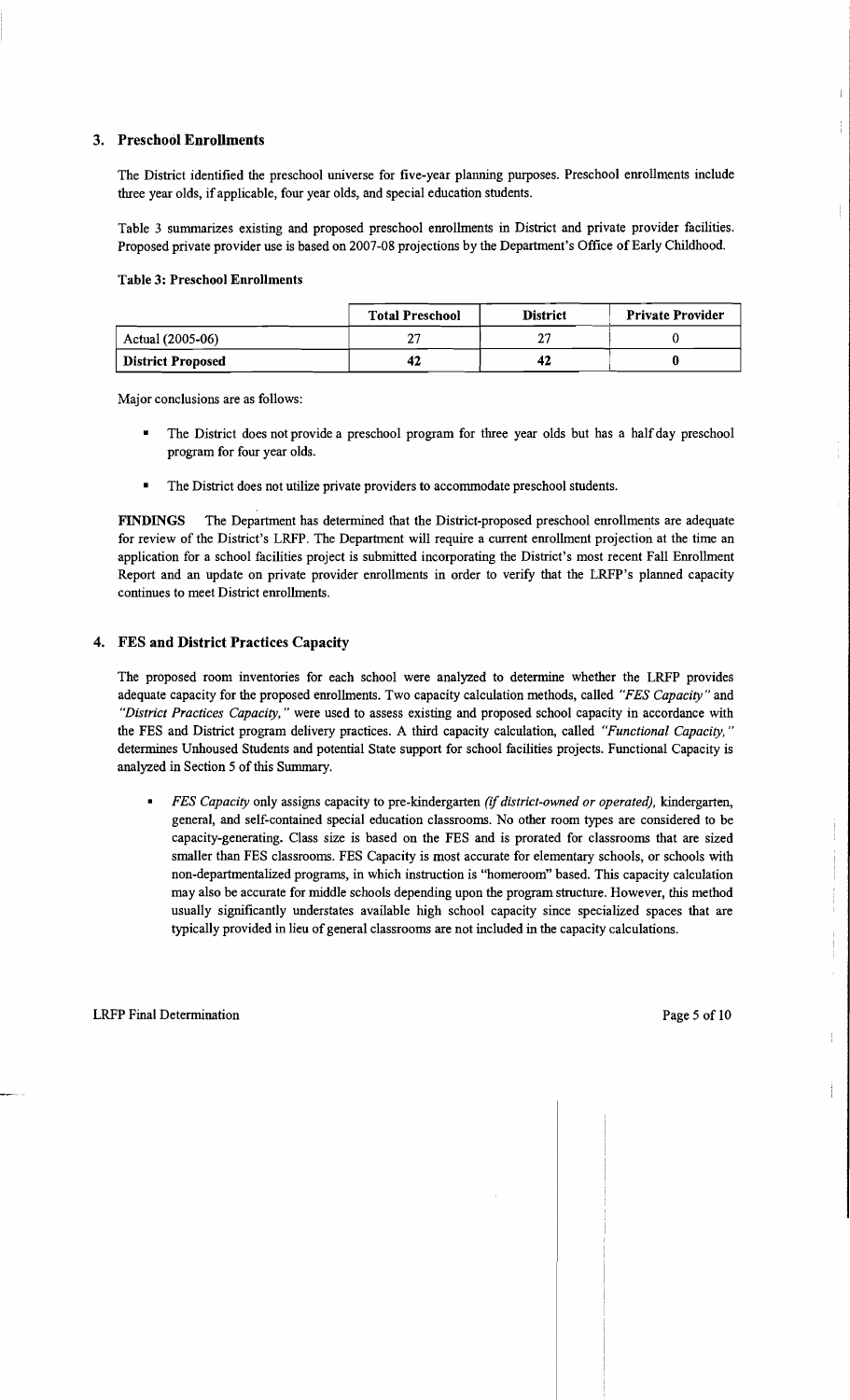## 3. Preschool Enrollments

The District identified the preschool universe for five-year planning purposes. Preschool enrollments include three year olds, if applicable, four year olds, and special education students.

Table 3 summarizes existing and proposed preschool enrollments in District and private provider facilities. Proposed private provider use is based on 2007-08 projections by the Department's Office of Early Childhood.

**Table 3: Preschool Enrollments**

| | Total Preschool | District | Private Provider |
|---|---|---|---|
| Actual (2005-06) | 27 | 27 | 0 |
| **District Proposed** | **42** | **42** | **0** |

Major conclusions are as follows:

- The District does not provide a preschool program for three year olds but has a half day preschool program for four year olds.
- The District does not utilize private providers to accommodate preschool students.

**FINDINGS** The Department has determined that the District-proposed preschool enrollments are adequate for review of the District's LRFP. The Department will require a current enrollment projection at the time an application for a school facilities project is submitted incorporating the District's most recent Fall Enrollment Report and an update on private provider enrollments in order to verify that the LRFP's planned capacity continues to meet District enrollments.

## 4. FES and District Practices Capacity

The proposed room inventories for each school were analyzed to determine whether the LRFP provides adequate capacity for the proposed enrollments. Two capacity calculation methods, called *"FES Capacity"* and *"District Practices Capacity,"* were used to assess existing and proposed school capacity in accordance with the FES and District program delivery practices. A third capacity calculation, called *"Functional Capacity,"* determines Unhoused Students and potential State support for school facilities projects. Functional Capacity is analyzed in Section 5 of this Summary.

- *FES Capacity* only assigns capacity to pre-kindergarten *(if district-owned or operated),* kindergarten, general, and self-contained special education classrooms. No other room types are considered to be capacity-generating. Class size is based on the FES and is prorated for classrooms that are sized smaller than FES classrooms. FES Capacity is most accurate for elementary schools, or schools with non-departmentalized programs, in which instruction is "homeroom" based. This capacity calculation may also be accurate for middle schools depending upon the program structure. However, this method usually significantly understates available high school capacity since specialized spaces that are typically provided in lieu of general classrooms are not included in the capacity calculations.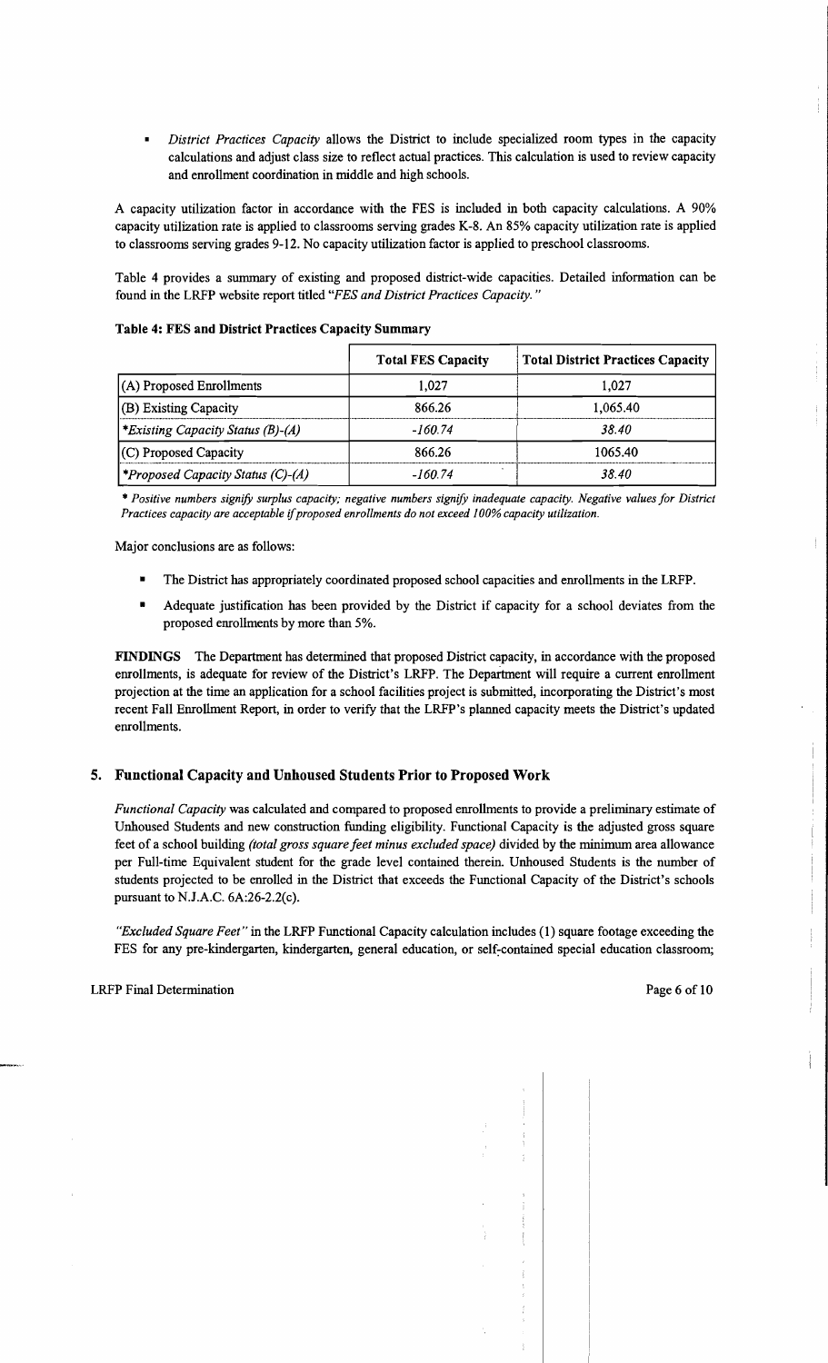- *District Practices Capacity* allows the District to include specialized room types in the capacity calculations and adjust class size to reflect actual practices. This calculation is used to review capacity and enrollment coordination in middle and high schools.

A capacity utilization factor in accordance with the FES is included in both capacity calculations. A 90% capacity utilization rate is applied to classrooms serving grades K-8. An 85% capacity utilization rate is applied to classrooms serving grades 9-12. No capacity utilization factor is applied to preschool classrooms.

Table 4 provides a summary of existing and proposed district-wide capacities. Detailed information can be found in the LRFP website report titled "*FES and District Practices Capacity.*"

**Table 4: FES and District Practices Capacity Summary**

| | Total FES Capacity | Total District Practices Capacity |
|---|---|---|
| (A) Proposed Enrollments | 1,027 | 1,027 |
| (B) Existing Capacity | 866.26 | 1,065.40 |
| **Existing Capacity Status (B)-(A)* | *-160.74* | *38.40* |
| (C) Proposed Capacity | 866.26 | 1065.40 |
| **Proposed Capacity Status (C)-(A)* | *-160.74* | *38.40* |

* *Positive numbers signify surplus capacity; negative numbers signify inadequate capacity. Negative values for District Practices capacity are acceptable if proposed enrollments do not exceed 100% capacity utilization.*

Major conclusions are as follows:

- The District has appropriately coordinated proposed school capacities and enrollments in the LRFP.
- Adequate justification has been provided by the District if capacity for a school deviates from the proposed enrollments by more than 5%.

**FINDINGS** The Department has determined that proposed District capacity, in accordance with the proposed enrollments, is adequate for review of the District's LRFP. The Department will require a current enrollment projection at the time an application for a school facilities project is submitted, incorporating the District's most recent Fall Enrollment Report, in order to verify that the LRFP's planned capacity meets the District's updated enrollments.

## 5. Functional Capacity and Unhoused Students Prior to Proposed Work

*Functional Capacity* was calculated and compared to proposed enrollments to provide a preliminary estimate of Unhoused Students and new construction funding eligibility. Functional Capacity is the adjusted gross square feet of a school building *(total gross square feet minus excluded space)* divided by the minimum area allowance per Full-time Equivalent student for the grade level contained therein. Unhoused Students is the number of students projected to be enrolled in the District that exceeds the Functional Capacity of the District's schools pursuant to N.J.A.C. 6A:26-2.2(c).

*"Excluded Square Feet"* in the LRFP Functional Capacity calculation includes (1) square footage exceeding the FES for any pre-kindergarten, kindergarten, general education, or self-contained special education classroom;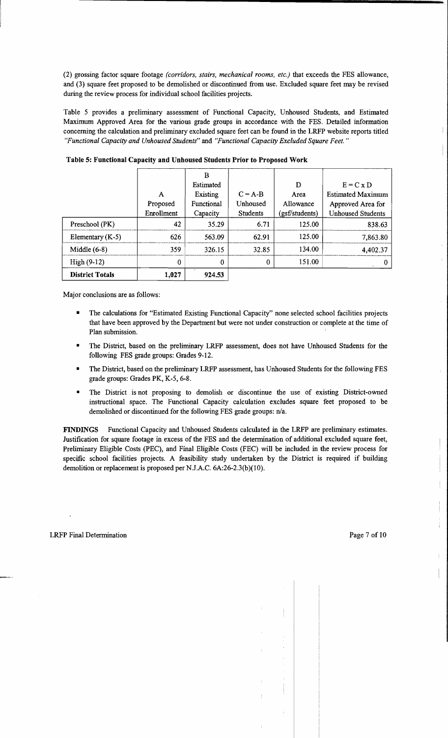(2) grossing factor square footage *(corridors, stairs, mechanical rooms, etc.)* that exceeds the FES allowance, and (3) square feet proposed to be demolished or discontinued from use. Excluded square feet may be revised during the review process for individual school facilities projects.

Table 5 provides a preliminary assessment of Functional Capacity, Unhoused Students, and Estimated Maximum Approved Area for the various grade groups in accordance with the FES. Detailed information concerning the calculation and preliminary excluded square feet can be found in the LRFP website reports titled *"Functional Capacity and Unhoused Students"* and *"Functional Capacity Excluded Square Feet."*

**Table 5: Functional Capacity and Unhoused Students Prior to Proposed Work**

| | A<br>Proposed Enrollment | B<br>Estimated Existing Functional Capacity | C = A-B<br>Unhoused Students | D<br>Area Allowance (gsf/students) | E = C x D<br>Estimated Maximum Approved Area for Unhoused Students |
|---|---|---|---|---|---|
| Preschool (PK) | 42 | 35.29 | 6.71 | 125.00 | 838.63 |
| Elementary (K-5) | 626 | 563.09 | 62.91 | 125.00 | 7,863.80 |
| Middle (6-8) | 359 | 326.15 | 32.85 | 134.00 | 4,402.37 |
| High (9-12) | 0 | 0 | 0 | 151.00 | 0 |
| **District Totals** | **1,027** | **924.53** | | | |

Major conclusions are as follows:

- The calculations for "Estimated Existing Functional Capacity" none selected school facilities projects that have been approved by the Department but were not under construction or complete at the time of Plan submission.
- The District, based on the preliminary LRFP assessment, does not have Unhoused Students for the following FES grade groups: Grades 9-12.
- The District, based on the preliminary LRFP assessment, has Unhoused Students for the following FES grade groups: Grades PK, K-5, 6-8.
- The District is not proposing to demolish or discontinue the use of existing District-owned instructional space. The Functional Capacity calculation excludes square feet proposed to be demolished or discontinued for the following FES grade groups: n/a.

**FINDINGS** Functional Capacity and Unhoused Students calculated in the LRFP are preliminary estimates. Justification for square footage in excess of the FES and the determination of additional excluded square feet, Preliminary Eligible Costs (PEC), and Final Eligible Costs (FEC) will be included in the review process for specific school facilities projects. A feasibility study undertaken by the District is required if building demolition or replacement is proposed per N.J.A.C. 6A:26-2.3(b)(10).

LRFP Final Determination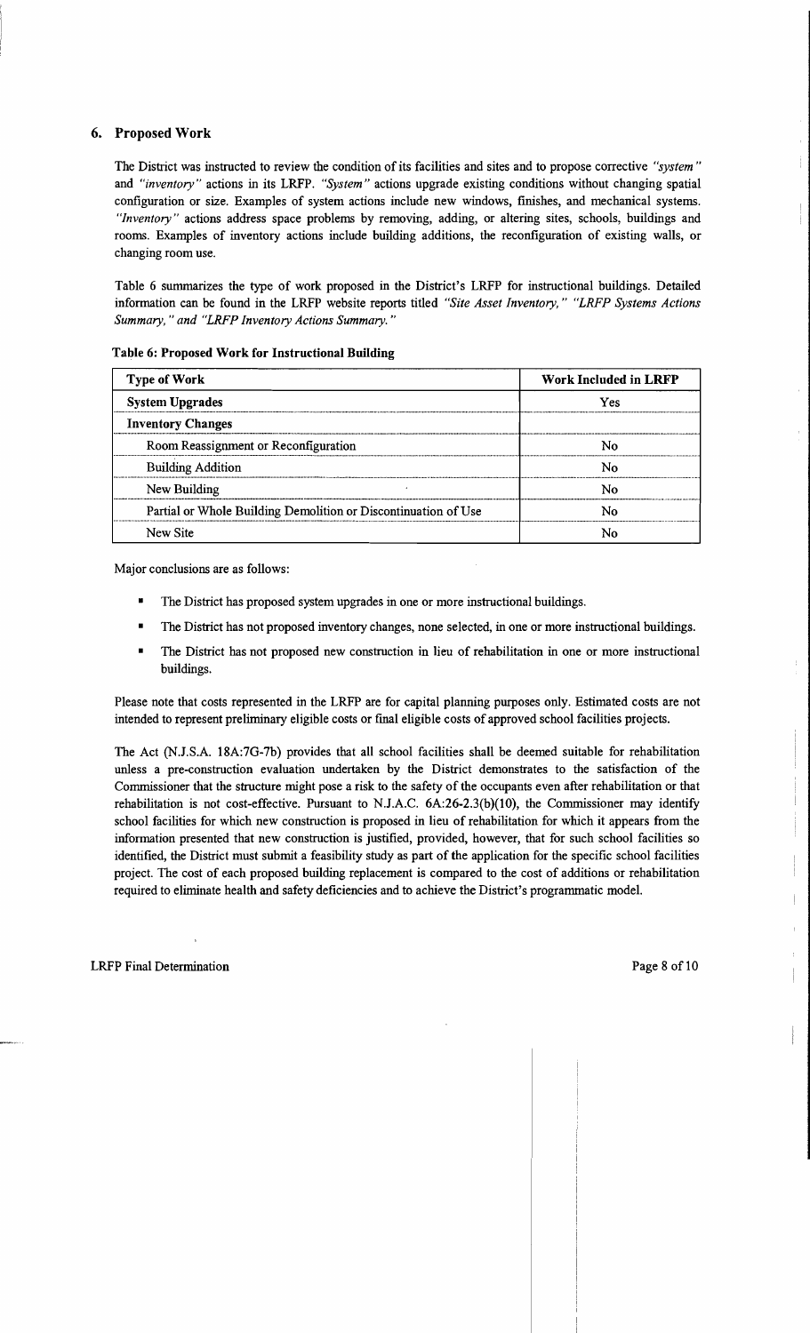## 6. Proposed Work

The District was instructed to review the condition of its facilities and sites and to propose corrective *"system"* and *"inventory"* actions in its LRFP. *"System"* actions upgrade existing conditions without changing spatial configuration or size. Examples of system actions include new windows, finishes, and mechanical systems. *"Inventory"* actions address space problems by removing, adding, or altering sites, schools, buildings and rooms. Examples of inventory actions include building additions, the reconfiguration of existing walls, or changing room use.

Table 6 summarizes the type of work proposed in the District's LRFP for instructional buildings. Detailed information can be found in the LRFP website reports titled *"Site Asset Inventory," "LRFP Systems Actions Summary," and "LRFP Inventory Actions Summary."*

**Table 6: Proposed Work for Instructional Building**

| Type of Work | Work Included in LRFP |
|---|---|
| **System Upgrades** | Yes |
| **Inventory Changes** | |
| Room Reassignment or Reconfiguration | No |
| Building Addition | No |
| New Building | No |
| Partial or Whole Building Demolition or Discontinuation of Use | No |
| New Site | No |

Major conclusions are as follows:

- The District has proposed system upgrades in one or more instructional buildings.
- The District has not proposed inventory changes, none selected, in one or more instructional buildings.
- The District has not proposed new construction in lieu of rehabilitation in one or more instructional buildings.

Please note that costs represented in the LRFP are for capital planning purposes only. Estimated costs are not intended to represent preliminary eligible costs or final eligible costs of approved school facilities projects.

The Act (N.J.S.A. 18A:7G-7b) provides that all school facilities shall be deemed suitable for rehabilitation unless a pre-construction evaluation undertaken by the District demonstrates to the satisfaction of the Commissioner that the structure might pose a risk to the safety of the occupants even after rehabilitation or that rehabilitation is not cost-effective. Pursuant to N.J.A.C. 6A:26-2.3(b)(10), the Commissioner may identify school facilities for which new construction is proposed in lieu of rehabilitation for which it appears from the information presented that new construction is justified, provided, however, that for such school facilities so identified, the District must submit a feasibility study as part of the application for the specific school facilities project. The cost of each proposed building replacement is compared to the cost of additions or rehabilitation required to eliminate health and safety deficiencies and to achieve the District's programmatic model.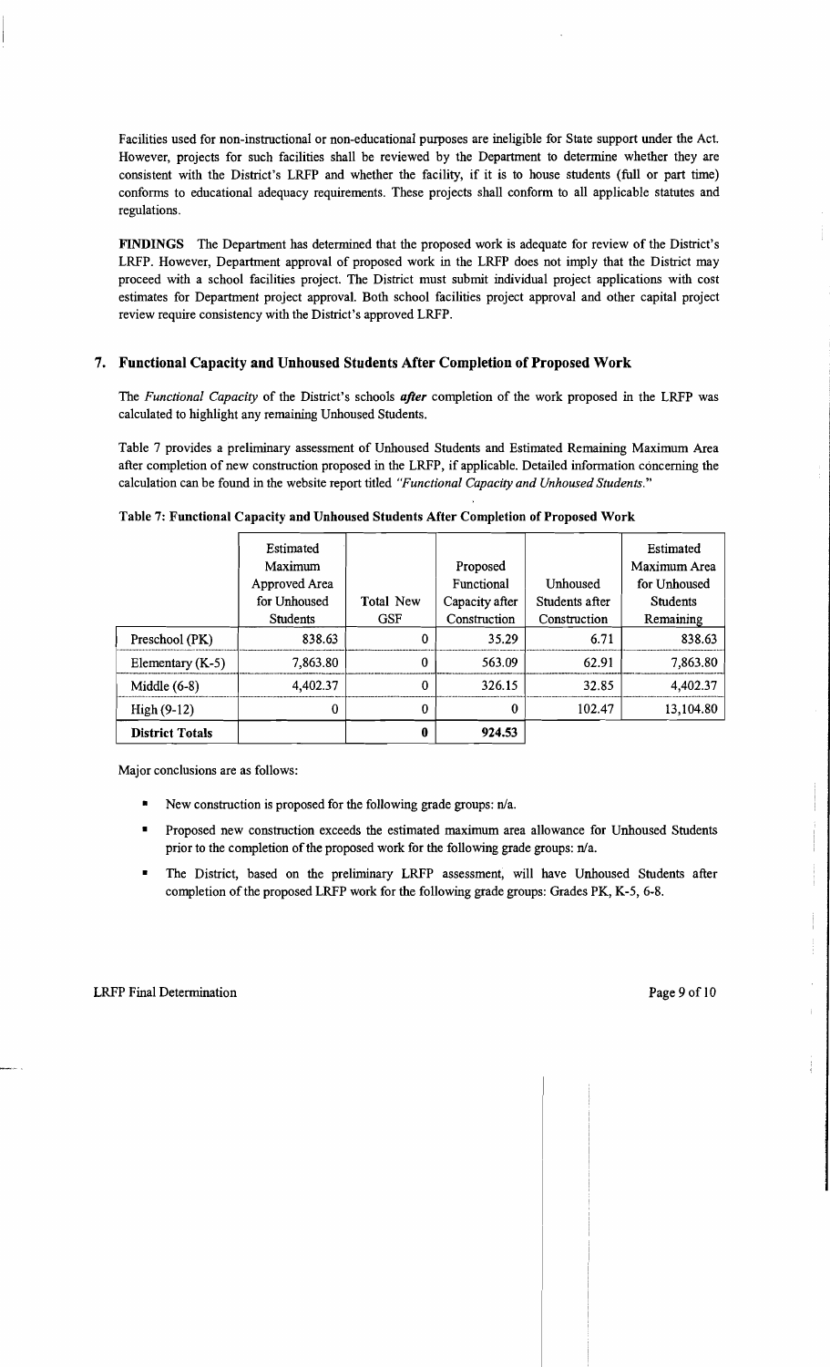Facilities used for non-instructional or non-educational purposes are ineligible for State support under the Act. However, projects for such facilities shall be reviewed by the Department to determine whether they are consistent with the District's LRFP and whether the facility, if it is to house students (full or part time) conforms to educational adequacy requirements. These projects shall conform to all applicable statutes and regulations.

**FINDINGS** The Department has determined that the proposed work is adequate for review of the District's LRFP. However, Department approval of proposed work in the LRFP does not imply that the District may proceed with a school facilities project. The District must submit individual project applications with cost estimates for Department project approval. Both school facilities project approval and other capital project review require consistency with the District's approved LRFP.

## 7. Functional Capacity and Unhoused Students After Completion of Proposed Work

The *Functional Capacity* of the District's schools ***after*** completion of the work proposed in the LRFP was calculated to highlight any remaining Unhoused Students.

Table 7 provides a preliminary assessment of Unhoused Students and Estimated Remaining Maximum Area after completion of new construction proposed in the LRFP, if applicable. Detailed information concerning the calculation can be found in the website report titled *"Functional Capacity and Unhoused Students."*

**Table 7: Functional Capacity and Unhoused Students After Completion of Proposed Work**

| | Estimated Maximum Approved Area for Unhoused Students | Total New GSF | Proposed Functional Capacity after Construction | Unhoused Students after Construction | Estimated Maximum Area for Unhoused Students Remaining |
|---|---|---|---|---|---|
| Preschool (PK) | 838.63 | 0 | 35.29 | 6.71 | 838.63 |
| Elementary (K-5) | 7,863.80 | 0 | 563.09 | 62.91 | 7,863.80 |
| Middle (6-8) | 4,402.37 | 0 | 326.15 | 32.85 | 4,402.37 |
| High (9-12) | 0 | 0 | 0 | 102.47 | 13,104.80 |
| **District Totals** | | **0** | **924.53** | | |

Major conclusions are as follows:

- New construction is proposed for the following grade groups: n/a.
- Proposed new construction exceeds the estimated maximum area allowance for Unhoused Students prior to the completion of the proposed work for the following grade groups: n/a.
- The District, based on the preliminary LRFP assessment, will have Unhoused Students after completion of the proposed LRFP work for the following grade groups: Grades PK, K-5, 6-8.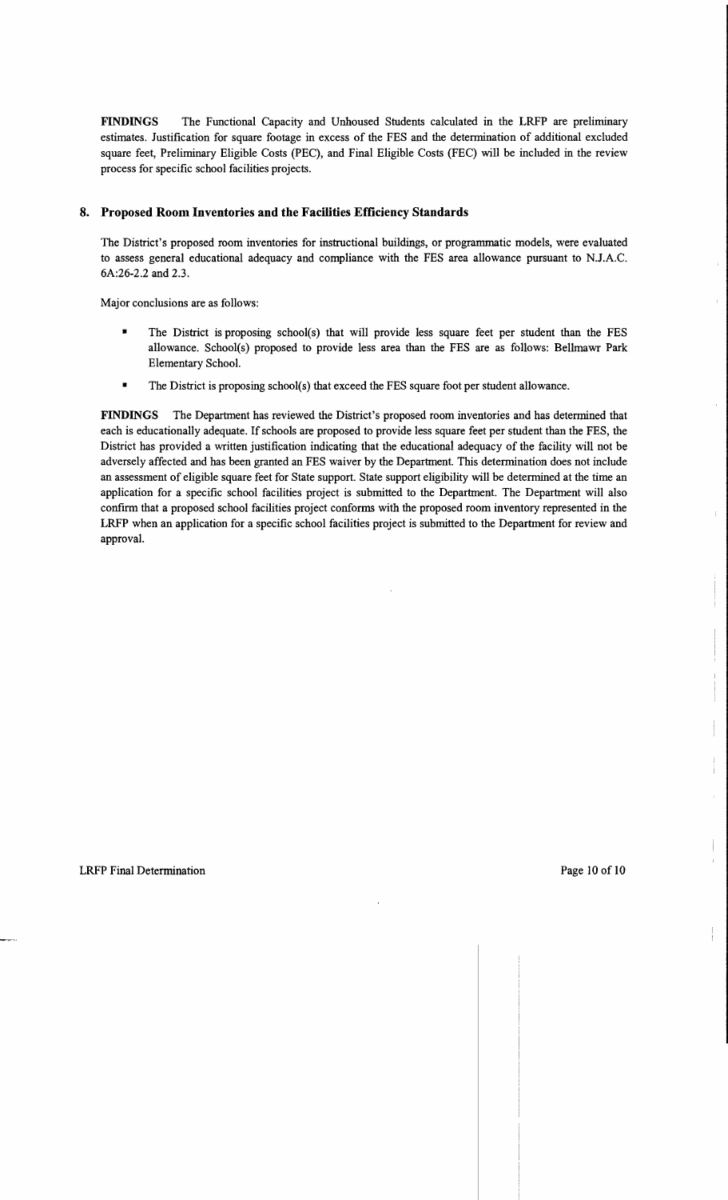**FINDINGS** The Functional Capacity and Unhoused Students calculated in the LRFP are preliminary estimates. Justification for square footage in excess of the FES and the determination of additional excluded square feet, Preliminary Eligible Costs (PEC), and Final Eligible Costs (FEC) will be included in the review process for specific school facilities projects.

## 8. Proposed Room Inventories and the Facilities Efficiency Standards

The District's proposed room inventories for instructional buildings, or programmatic models, were evaluated to assess general educational adequacy and compliance with the FES area allowance pursuant to N.J.A.C. 6A:26-2.2 and 2.3.

Major conclusions are as follows:

- The District is proposing school(s) that will provide less square feet per student than the FES allowance. School(s) proposed to provide less area than the FES are as follows: Bellmawr Park Elementary School.
- The District is proposing school(s) that exceed the FES square foot per student allowance.

**FINDINGS** The Department has reviewed the District's proposed room inventories and has determined that each is educationally adequate. If schools are proposed to provide less square feet per student than the FES, the District has provided a written justification indicating that the educational adequacy of the facility will not be adversely affected and has been granted an FES waiver by the Department. This determination does not include an assessment of eligible square feet for State support. State support eligibility will be determined at the time an application for a specific school facilities project is submitted to the Department. The Department will also confirm that a proposed school facilities project conforms with the proposed room inventory represented in the LRFP when an application for a specific school facilities project is submitted to the Department for review and approval.